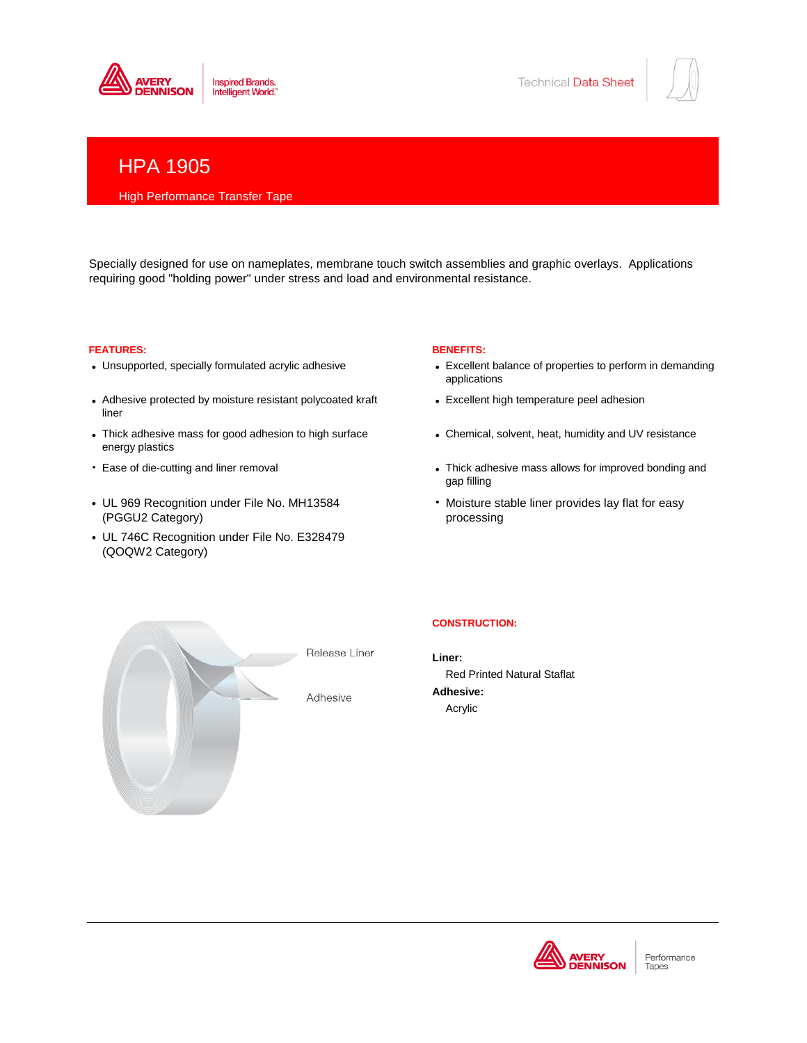# HPA 1905

High Performance Transfer Tape

Specially designed for use on nameplates, membrane touch switch assemblies and graphic overlays. Applications requiring good "holding power" under stress and load and environmental resistance.

**FEATURES:**

- Unsupported, specially formulated acrylic adhesive
- Adhesive protected by moisture resistant polycoated kraft liner
- Thick adhesive mass for good adhesion to high surface energy plastics
- Ease of die-cutting and liner removal
- UL 969 Recognition under File No. MH13584 (PGGU2 Category)
- UL 746C Recognition under File No. E328479 (QOQW2 Category)

**BENEFITS:**

- Excellent balance of properties to perform in demanding applications
- Excellent high temperature peel adhesion
- Chemical, solvent, heat, humidity and UV resistance
- Thick adhesive mass allows for improved bonding and gap filling
- Moisture stable liner provides lay flat for easy processing

Release Liner

Adhesive

**CONSTRUCTION:**

**Liner:**
Red Printed Natural Staflat

**Adhesive:**
Acrylic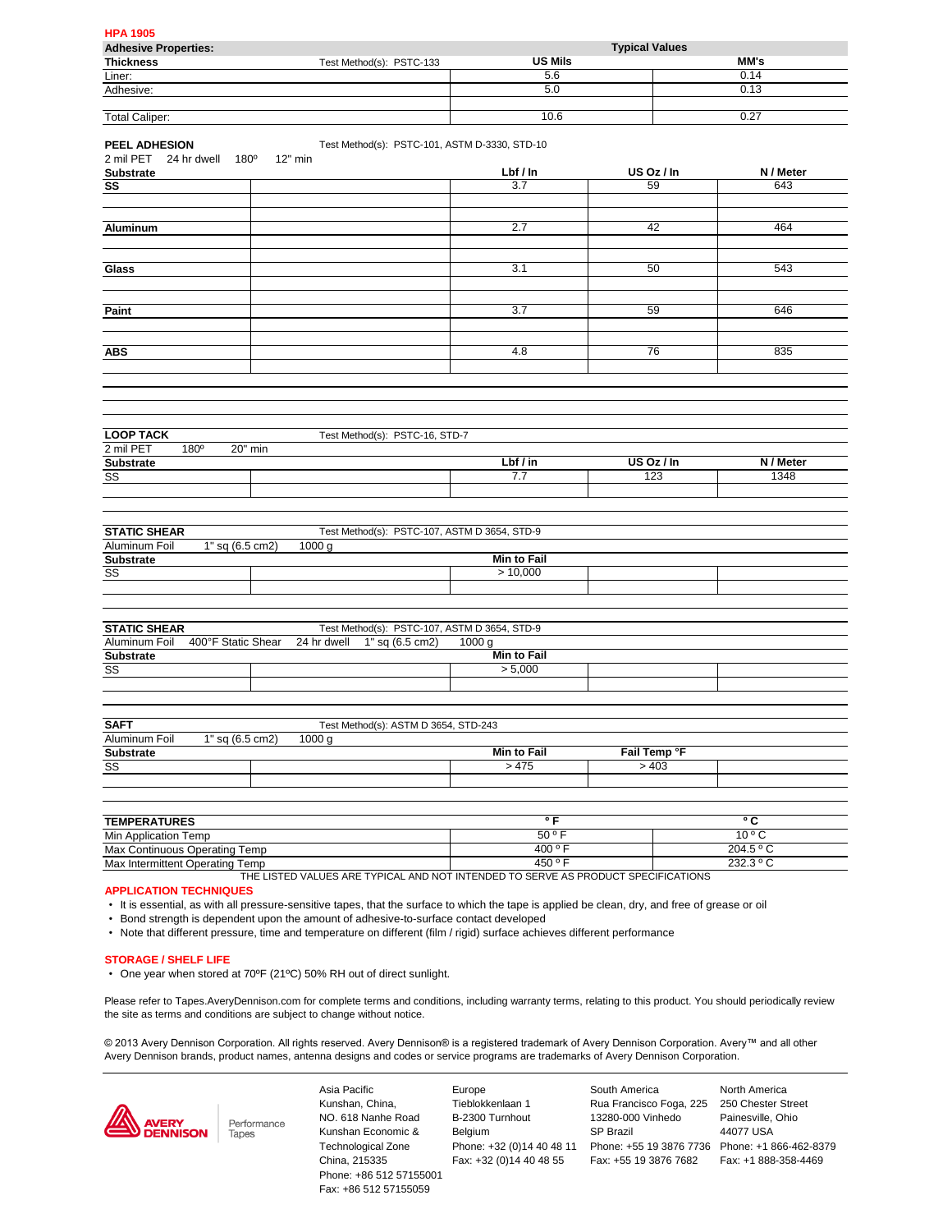**HPA 1905**

| Adhesive Properties: | | Typical Values | |
|---|---|---|---|
| **Thickness** | Test Method(s): PSTC-133 | **US Mils** | **MM's** |
| Liner: | | 5.6 | 0.14 |
| Adhesive: | | 5.0 | 0.13 |
| | | | |
| Total Caliper: | | 10.6 | 0.27 |

**PEEL ADHESION** Test Method(s): PSTC-101, ASTM D-3330, STD-10

2 mil PET 24 hr dwell 180º 12" min

| Substrate | | Lbf / In | US Oz / In | N / Meter |
|---|---|---|---|---|
| **SS** | | 3.7 | 59 | 643 |
| **Aluminum** | | 2.7 | 42 | 464 |
| **Glass** | | 3.1 | 50 | 543 |
| **Paint** | | 3.7 | 59 | 646 |
| **ABS** | | 4.8 | 76 | 835 |

**LOOP TACK** Test Method(s): PSTC-16, STD-7

2 mil PET 180º 20" min

| Substrate | | Lbf / in | US Oz / In | N / Meter |
|---|---|---|---|---|
| SS | | 7.7 | 123 | 1348 |

**STATIC SHEAR** Test Method(s): PSTC-107, ASTM D 3654, STD-9

Aluminum Foil 1" sq (6.5 cm2) 1000 g

| Substrate | | Min to Fail | | |
|---|---|---|---|---|
| SS | | > 10,000 | | |

**STATIC SHEAR** Test Method(s): PSTC-107, ASTM D 3654, STD-9

Aluminum Foil 400°F Static Shear 24 hr dwell 1" sq (6.5 cm2) 1000 g

| Substrate | | Min to Fail | | |
|---|---|---|---|---|
| SS | | > 5,000 | | |

**SAFT** Test Method(s): ASTM D 3654, STD-243

Aluminum Foil 1" sq (6.5 cm2) 1000 g

| Substrate | | Min to Fail | Fail Temp °F | |
|---|---|---|---|---|
| SS | | > 475 | > 403 | |

| TEMPERATURES | ° F | ° C |
|---|---|---|
| Min Application Temp | 50 ° F | 10 ° C |
| Max Continuous Operating Temp | 400 ° F | 204.5 ° C |
| Max Intermittent Operating Temp | 450 ° F | 232.3 ° C |

THE LISTED VALUES ARE TYPICAL AND NOT INTENDED TO SERVE AS PRODUCT SPECIFICATIONS

## APPLICATION TECHNIQUES

- It is essential, as with all pressure-sensitive tapes, that the surface to which the tape is applied be clean, dry, and free of grease or oil
- Bond strength is dependent upon the amount of adhesive-to-surface contact developed
- Note that different pressure, time and temperature on different (film / rigid) surface achieves different performance

## STORAGE / SHELF LIFE

- One year when stored at 70ºF (21ºC) 50% RH out of direct sunlight.

Please refer to Tapes.AveryDennison.com for complete terms and conditions, including warranty terms, relating to this product. You should periodically review the site as terms and conditions are subject to change without notice.

© 2013 Avery Dennison Corporation. All rights reserved. Avery Dennison® is a registered trademark of Avery Dennison Corporation. Avery™ and all other Avery Dennison brands, product names, antenna designs and codes or service programs are trademarks of Avery Dennison Corporation.

AVERY DENNISON Performance Tapes

Asia Pacific
Kunshan, China,
NO. 618 Nanhe Road
Kunshan Economic &
Technological Zone
China, 215335
Phone: +86 512 57155001
Fax: +86 512 57155059

Europe
Tieblokkenlaan 1
B-2300 Turnhout
Belgium
Phone: +32 (0)14 40 48 11
Fax: +32 (0)14 40 48 55

South America
Rua Francisco Foga, 225
13280-000 Vinhedo
SP Brazil
Phone: +55 19 3876 7736
Fax: +55 19 3876 7682

North America
250 Chester Street
Painesville, Ohio
44077 USA
Phone: +1 866-462-8379
Fax: +1 888-358-4469